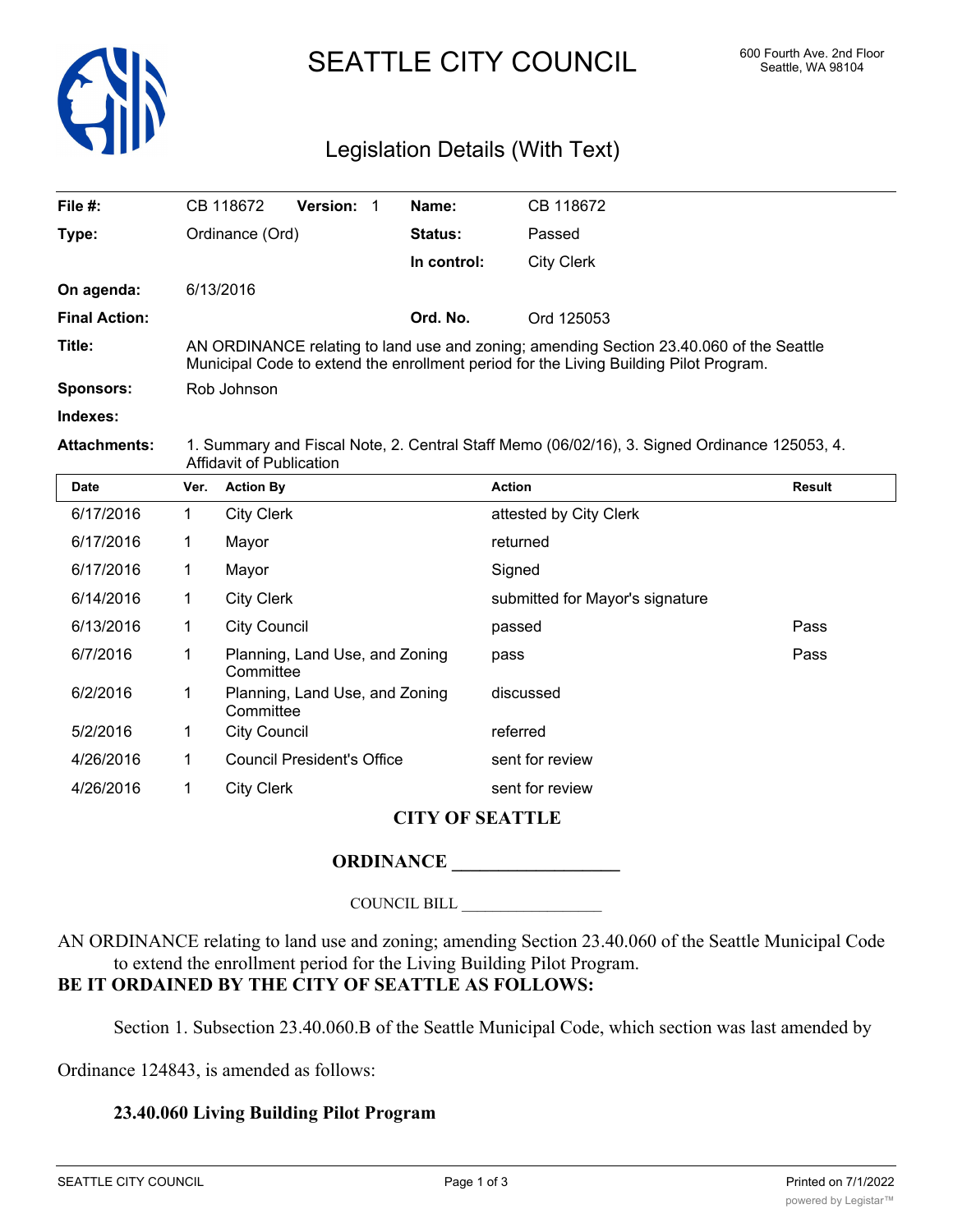# SEATTLE CITY COUNCIL

600 Fourth Ave. 2nd Floor
Seattle, WA 98104

## Legislation Details (With Text)

| | | | |
|---|---|---|---|
| **File #:** | CB 118672 **Version:** 1 | **Name:** | CB 118672 |
| **Type:** | Ordinance (Ord) | **Status:** | Passed |
| | | **In control:** | City Clerk |
| **On agenda:** | 6/13/2016 | | |
| **Final Action:** | | **Ord. No.** | Ord 125053 |
| **Title:** | AN ORDINANCE relating to land use and zoning; amending Section 23.40.060 of the Seattle Municipal Code to extend the enrollment period for the Living Building Pilot Program. | | |
| **Sponsors:** | Rob Johnson | | |
| **Indexes:** | | | |
| **Attachments:** | 1. Summary and Fiscal Note, 2. Central Staff Memo (06/02/16), 3. Signed Ordinance 125053, 4. Affidavit of Publication | | |

| Date | Ver. | Action By | Action | Result |
|---|---|---|---|---|
| 6/17/2016 | 1 | City Clerk | attested by City Clerk | |
| 6/17/2016 | 1 | Mayor | returned | |
| 6/17/2016 | 1 | Mayor | Signed | |
| 6/14/2016 | 1 | City Clerk | submitted for Mayor's signature | |
| 6/13/2016 | 1 | City Council | passed | Pass |
| 6/7/2016 | 1 | Planning, Land Use, and Zoning Committee | pass | Pass |
| 6/2/2016 | 1 | Planning, Land Use, and Zoning Committee | discussed | |
| 5/2/2016 | 1 | City Council | referred | |
| 4/26/2016 | 1 | Council President's Office | sent for review | |
| 4/26/2016 | 1 | City Clerk | sent for review | |

**CITY OF SEATTLE**

**ORDINANCE \_\_\_\_\_\_\_\_\_\_\_\_\_\_\_\_\_\_**

COUNCIL BILL \_\_\_\_\_\_\_\_\_\_\_\_\_\_\_\_\_\_

AN ORDINANCE relating to land use and zoning; amending Section 23.40.060 of the Seattle Municipal Code to extend the enrollment period for the Living Building Pilot Program.

**BE IT ORDAINED BY THE CITY OF SEATTLE AS FOLLOWS:**

Section 1. Subsection 23.40.060.B of the Seattle Municipal Code, which section was last amended by Ordinance 124843, is amended as follows:

**23.40.060 Living Building Pilot Program**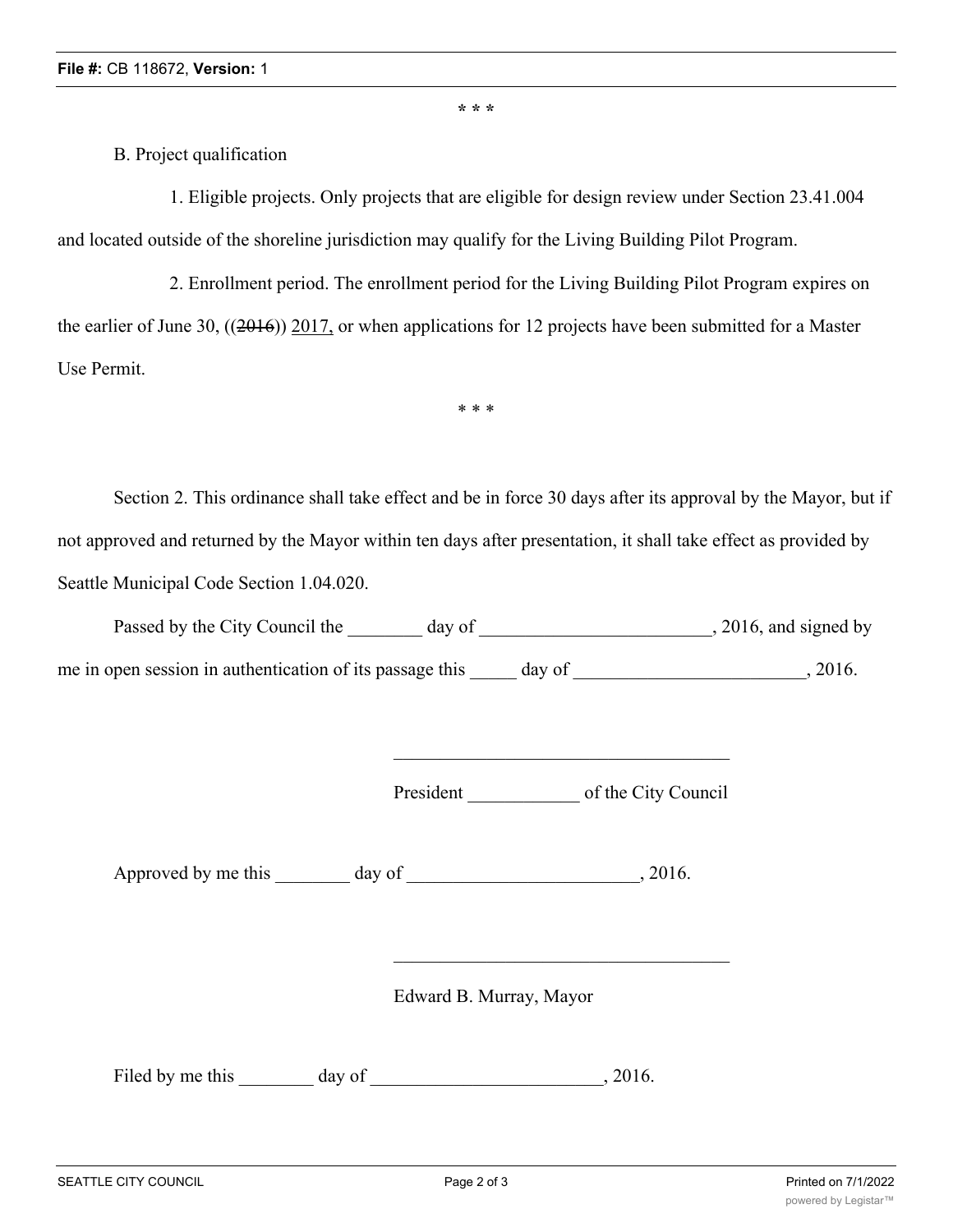\* \* \*

B. Project qualification

1. Eligible projects. Only projects that are eligible for design review under Section 23.41.004 and located outside of the shoreline jurisdiction may qualify for the Living Building Pilot Program.

2. Enrollment period. The enrollment period for the Living Building Pilot Program expires on the earlier of June 30, ((~~2016~~)) <u>2017,</u> or when applications for 12 projects have been submitted for a Master Use Permit.

\* \* \*

Section 2. This ordinance shall take effect and be in force 30 days after its approval by the Mayor, but if not approved and returned by the Mayor within ten days after presentation, it shall take effect as provided by Seattle Municipal Code Section 1.04.020.

Passed by the City Council the ________ day of _________________________, 2016, and signed by me in open session in authentication of its passage this _____ day of _________________________, 2016.

_____________________________________

President ____________ of the City Council

Approved by me this ________ day of _________________________, 2016.

_____________________________________

Edward B. Murray, Mayor

Filed by me this ________ day of _________________________, 2016.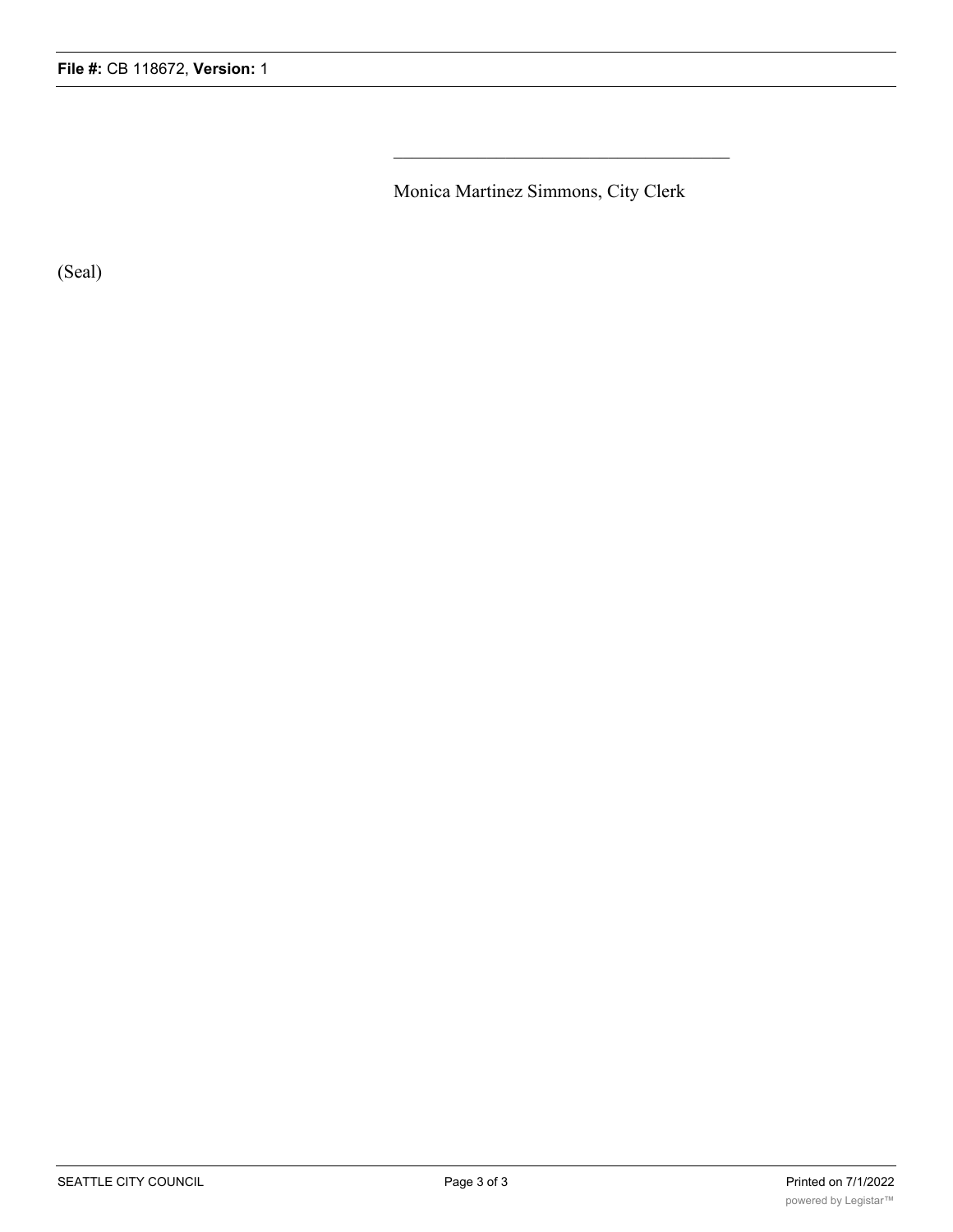\_\_\_\_\_\_\_\_\_\_\_\_\_\_\_\_\_\_\_\_\_\_\_\_\_\_\_\_\_\_\_\_\_\_\_\_\_\_

Monica Martinez Simmons, City Clerk

(Seal)